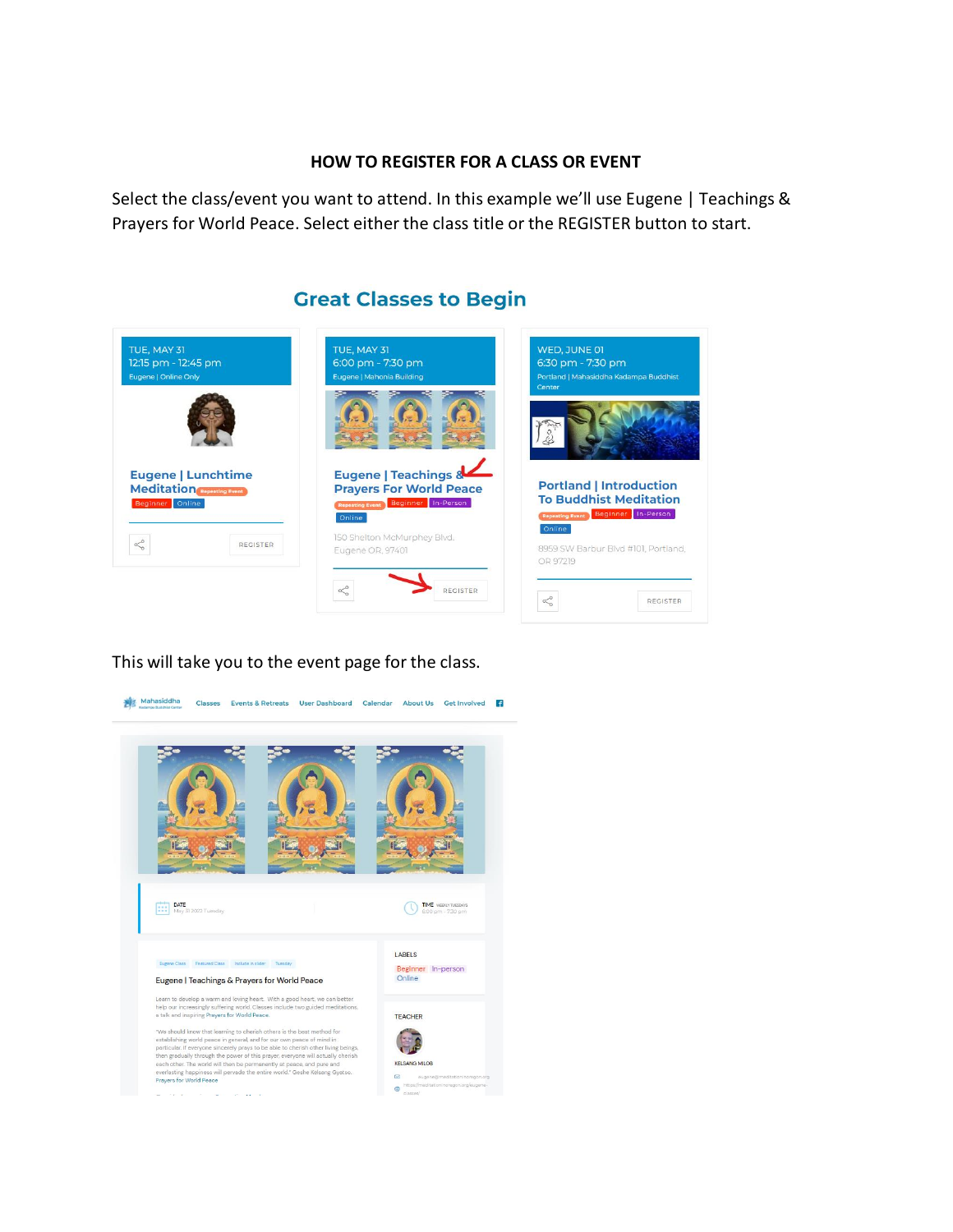**HOW TO REGISTER FOR A CLASS OR EVENT**

Select the class/event you want to attend. In this example we'll use Eugene | Teachings & Prayers for World Peace. Select either the class title or the REGISTER button to start.

## Great Classes to Begin

TUE, MAY 31
12:15 pm - 12:45 pm
Eugene | Online Only

**Eugene | Lunchtime Meditation** Repeating Event
Beginner Online

REGISTER

TUE, MAY 31
6:00 pm - 7:30 pm
Eugene | Mahonia Building

**Eugene | Teachings & Prayers For World Peace**
Repeating Event Beginner In-Person
Online

150 Shelton McMurphey Blvd.
Eugene OR, 97401

REGISTER

WED, JUNE 01
6:30 pm - 7:30 pm
Portland | Mahasiddha Kadampa Buddhist Center

**Portland | Introduction To Buddhist Meditation**
Repeating Event Beginner In-Person
Online

8959 SW Barbur Blvd #101, Portland, OR 97219

REGISTER

This will take you to the event page for the class.

Mahasiddha — Classes, Events & Retreats, User Dashboard, Calendar, About Us, Get Involved

DATE
May 31 2022 Tuesday

TIME
6:00 pm - 7:30 pm

Eugene Class · Featured Class · Include in slider · Tuesday

Eugene | Teachings & Prayers for World Peace

Learn to develop a warm and loving heart. With a good heart, we can better help our increasingly suffering world. Classes include two guided meditations, a talk and inspiring Prayers for World Peace.

"We should know that learning to cherish others is the best method for establishing world peace in general, and for our own peace of mind in particular. If everyone sincerely prays to be able to cherish other living beings, then gradually through the power of this prayer, everyone will actually cherish each other. The world will then be permanently at peace, and pure and everlasting happiness will pervade the entire world." Geshe Kelsang Gyatso, Prayers for World Peace

LABELS
Beginner In-person
Online

TEACHER
KELSANG MILOB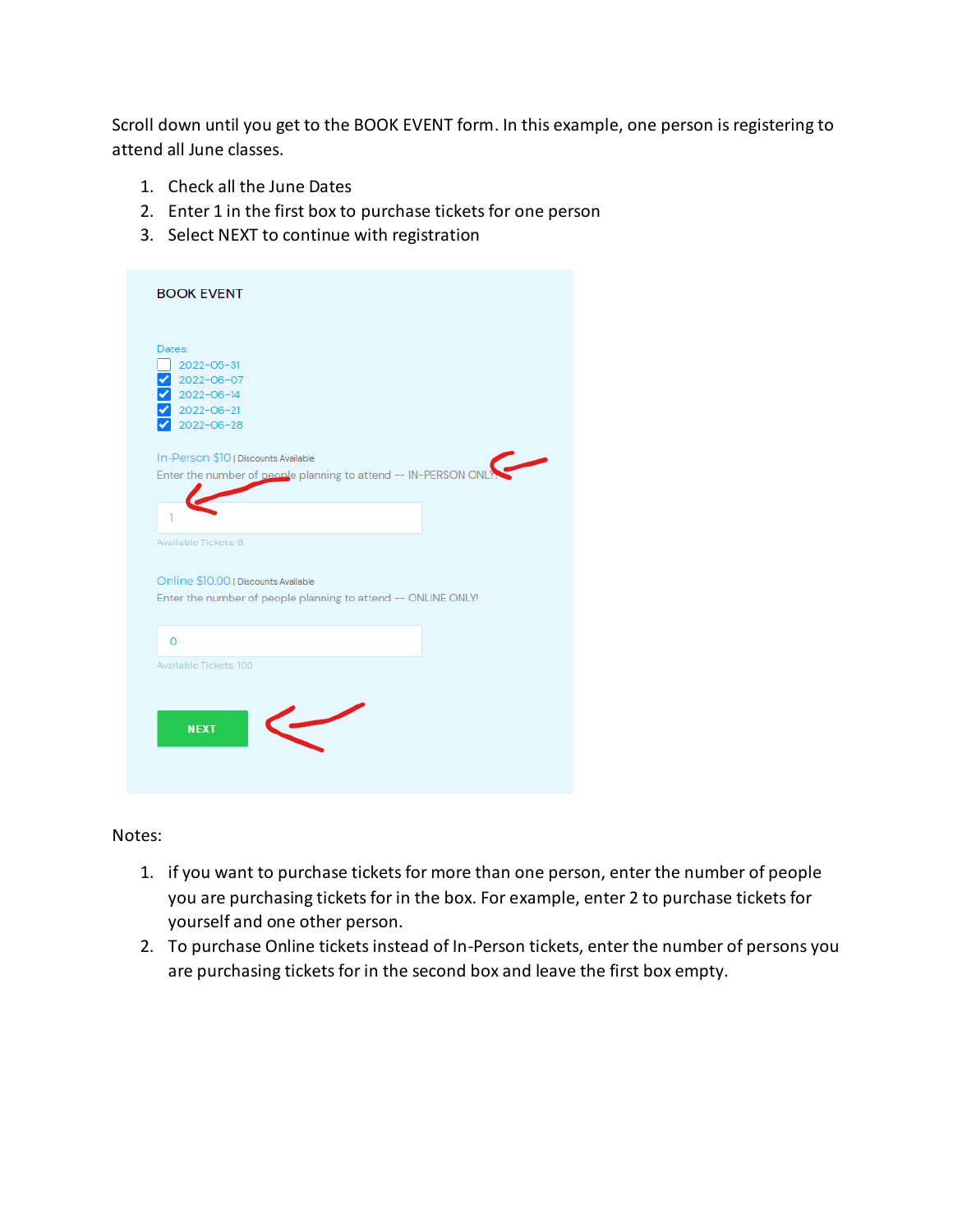Scroll down until you get to the BOOK EVENT form. In this example, one person is registering to attend all June classes.

1. Check all the June Dates
2. Enter 1 in the first box to purchase tickets for one person
3. Select NEXT to continue with registration

BOOK EVENT

Dates:

- [ ] 2022-05-31
- [x] 2022-06-07
- [x] 2022-06-14
- [x] 2022-06-21
- [x] 2022-06-28

In-Person $10 | Discounts Available

Enter the number of people planning to attend -- IN-PERSON ONLY!

1

Available Tickets: 8

Online $10.00 | Discounts Available

Enter the number of people planning to attend -- ONLINE ONLY!

0

Available Tickets: 100

NEXT

Notes:

1. if you want to purchase tickets for more than one person, enter the number of people you are purchasing tickets for in the box. For example, enter 2 to purchase tickets for yourself and one other person.
2. To purchase Online tickets instead of In-Person tickets, enter the number of persons you are purchasing tickets for in the second box and leave the first box empty.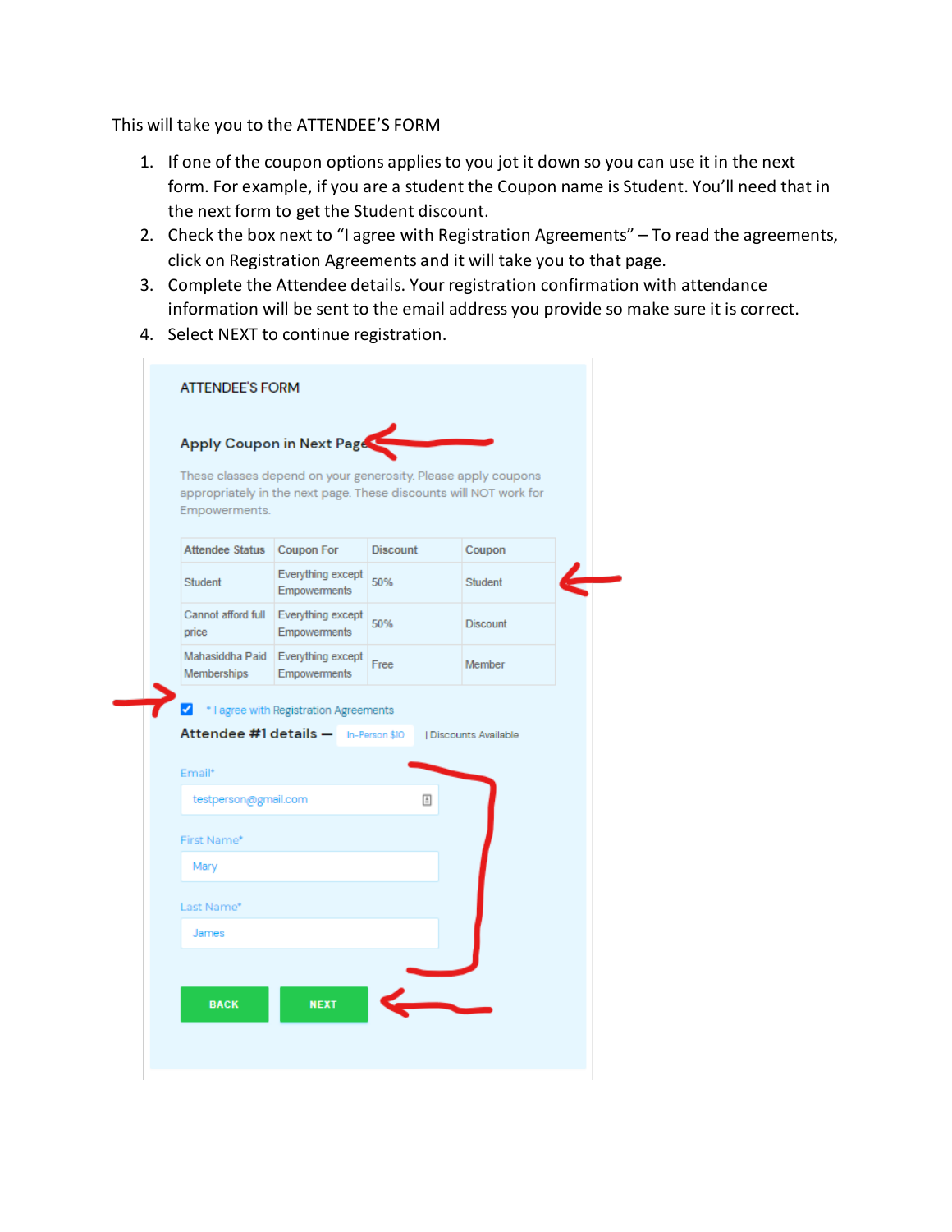This will take you to the ATTENDEE'S FORM

1. If one of the coupon options applies to you jot it down so you can use it in the next form. For example, if you are a student the Coupon name is Student. You'll need that in the next form to get the Student discount.
2. Check the box next to "I agree with Registration Agreements" – To read the agreements, click on Registration Agreements and it will take you to that page.
3. Complete the Attendee details. Your registration confirmation with attendance information will be sent to the email address you provide so make sure it is correct.
4. Select NEXT to continue registration.

ATTENDEE'S FORM

**Apply Coupon in Next Page**

These classes depend on your generosity. Please apply coupons appropriately in the next page. These discounts will NOT work for Empowerments.

| Attendee Status | Coupon For | Discount | Coupon |
| --- | --- | --- | --- |
| Student | Everything except Empowerments | 50% | Student |
| Cannot afford full price | Everything except Empowerments | 50% | Discount |
| Mahasiddha Paid Memberships | Everything except Empowerments | Free | Member |

☑ * I agree with Registration Agreements

**Attendee #1 details** — In-Person $10 | Discounts Available

Email*
testperson@gmail.com

First Name*
Mary

Last Name*
James

BACK NEXT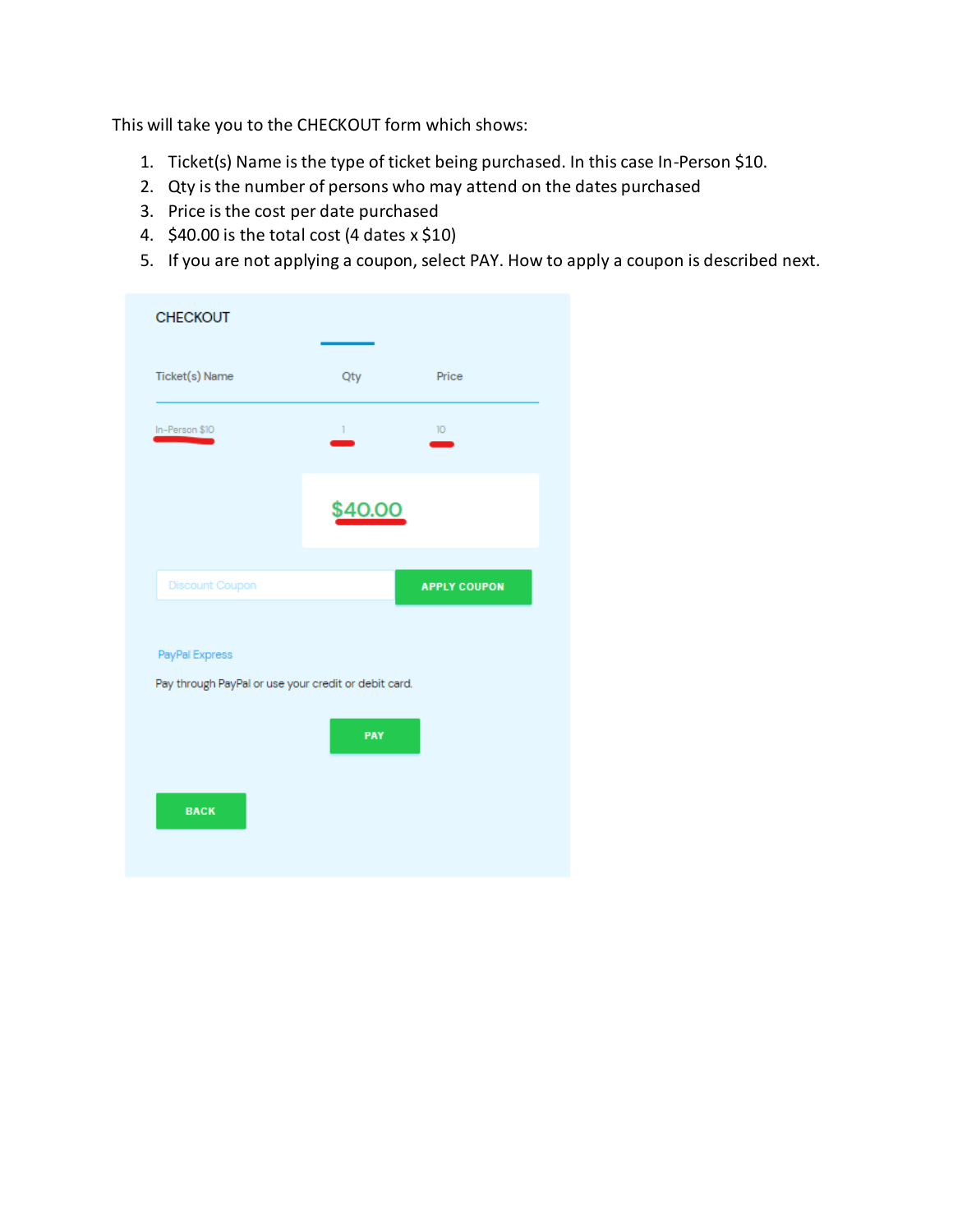This will take you to the CHECKOUT form which shows:

1. Ticket(s) Name is the type of ticket being purchased. In this case In-Person $10.
2. Qty is the number of persons who may attend on the dates purchased
3. Price is the cost per date purchased
4. $40.00 is the total cost (4 dates x $10)
5. If you are not applying a coupon, select PAY. How to apply a coupon is described next.

CHECKOUT

| Ticket(s) Name | Qty | Price |
|---|---|---|
| In-Person $10 | 1 | 10 |

$40.00

Discount Coupon APPLY COUPON

PayPal Express

Pay through PayPal or use your credit or debit card.

PAY

BACK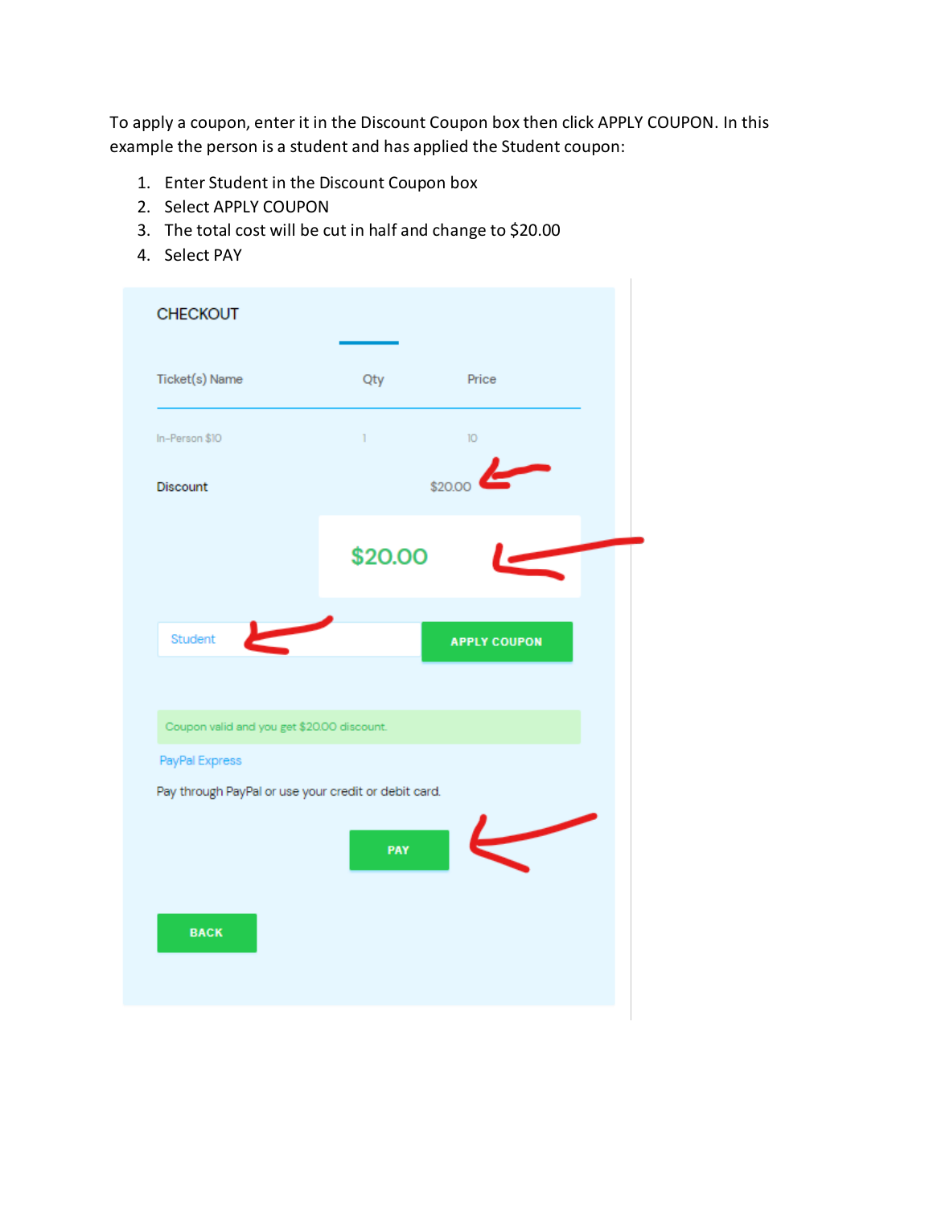To apply a coupon, enter it in the Discount Coupon box then click APPLY COUPON. In this example the person is a student and has applied the Student coupon:

1. Enter Student in the Discount Coupon box
2. Select APPLY COUPON
3. The total cost will be cut in half and change to $20.00
4. Select PAY

CHECKOUT

| Ticket(s) Name | Qty | Price |
|---|---|---|
| In-Person $10 | 1 | 10 |

Discount $20.00

$20.00

Student — APPLY COUPON

Coupon valid and you get $20.00 discount.

PayPal Express

Pay through PayPal or use your credit or debit card.

PAY

BACK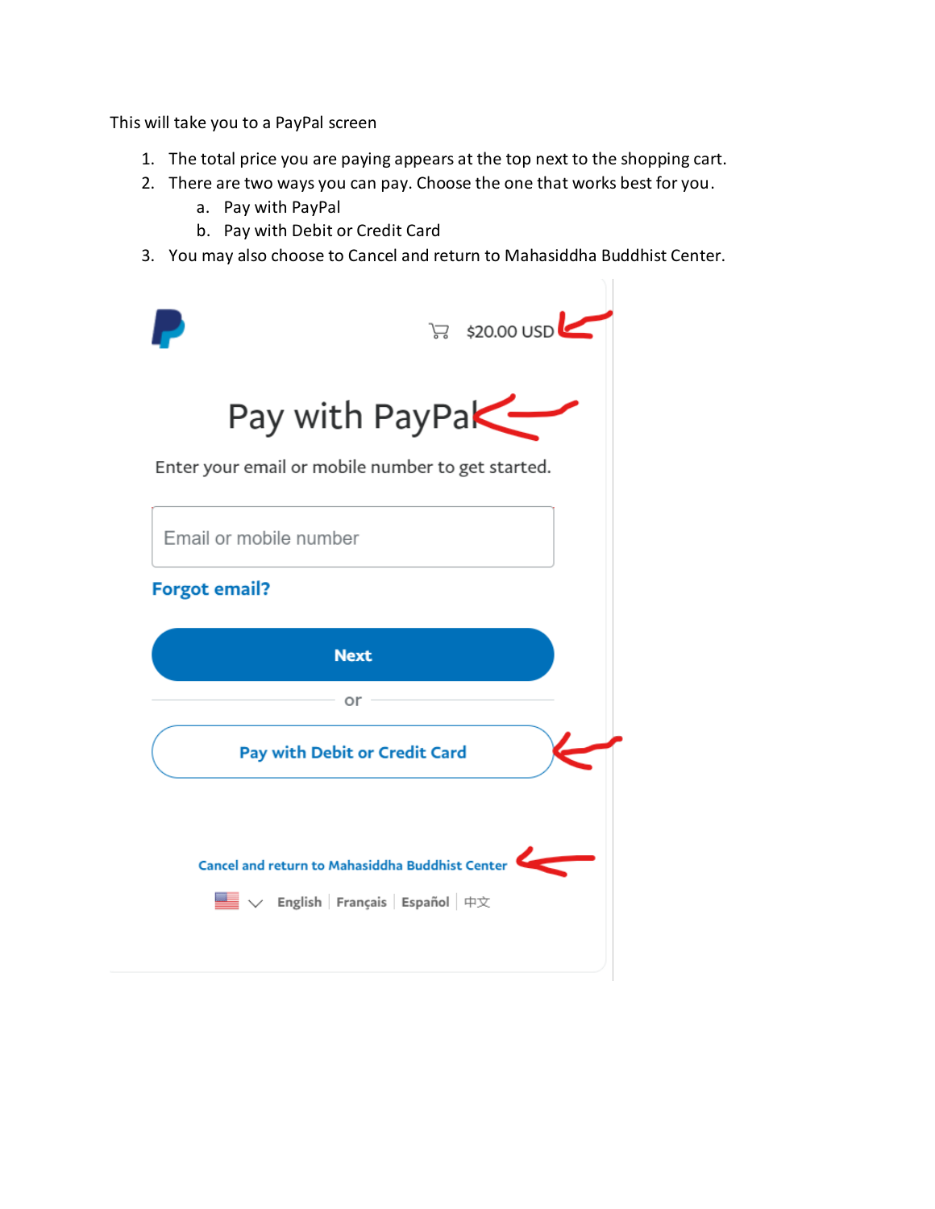This will take you to a PayPal screen

1. The total price you are paying appears at the top next to the shopping cart.
2. There are two ways you can pay. Choose the one that works best for you.
   a. Pay with PayPal
   b. Pay with Debit or Credit Card
3. You may also choose to Cancel and return to Mahasiddha Buddhist Center.

$20.00 USD

Pay with PayPal

Enter your email or mobile number to get started.

Email or mobile number

Forgot email?

Next

or

Pay with Debit or Credit Card

Cancel and return to Mahasiddha Buddhist Center

English | Français | Español | 中文